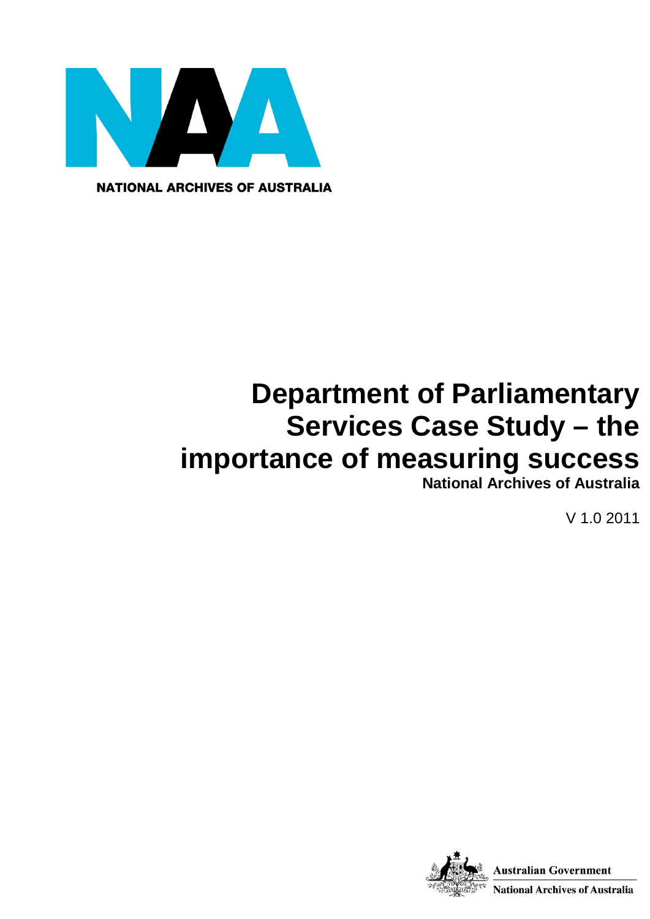NATIONAL ARCHIVES OF AUSTRALIA

# Department of Parliamentary Services Case Study – the importance of measuring success

**National Archives of Australia**

V 1.0 2011

**Australian Government**

**National Archives of Australia**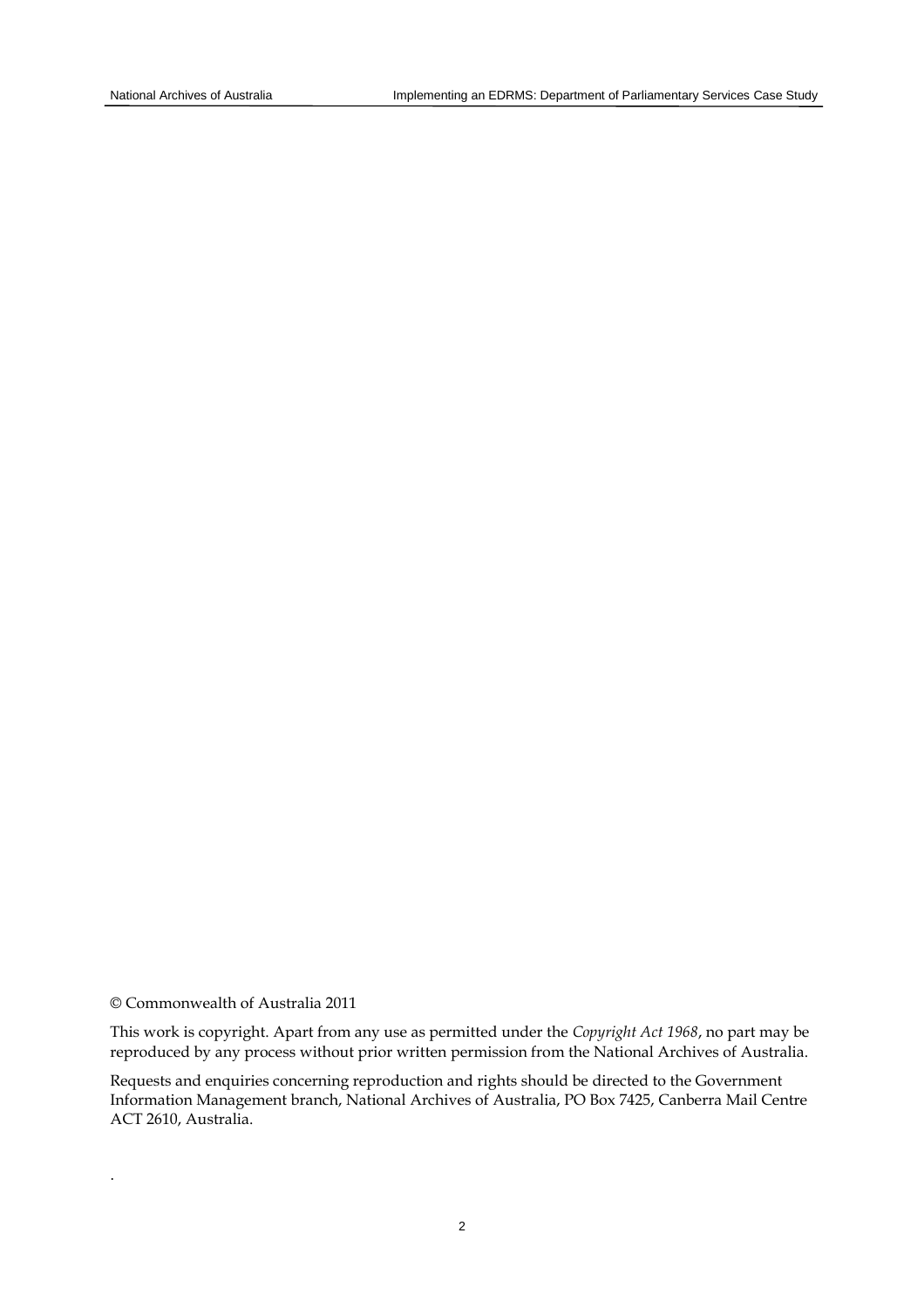© Commonwealth of Australia 2011

This work is copyright. Apart from any use as permitted under the *Copyright Act 1968*, no part may be reproduced by any process without prior written permission from the National Archives of Australia.

Requests and enquiries concerning reproduction and rights should be directed to the Government Information Management branch, National Archives of Australia, PO Box 7425, Canberra Mail Centre ACT 2610, Australia.

.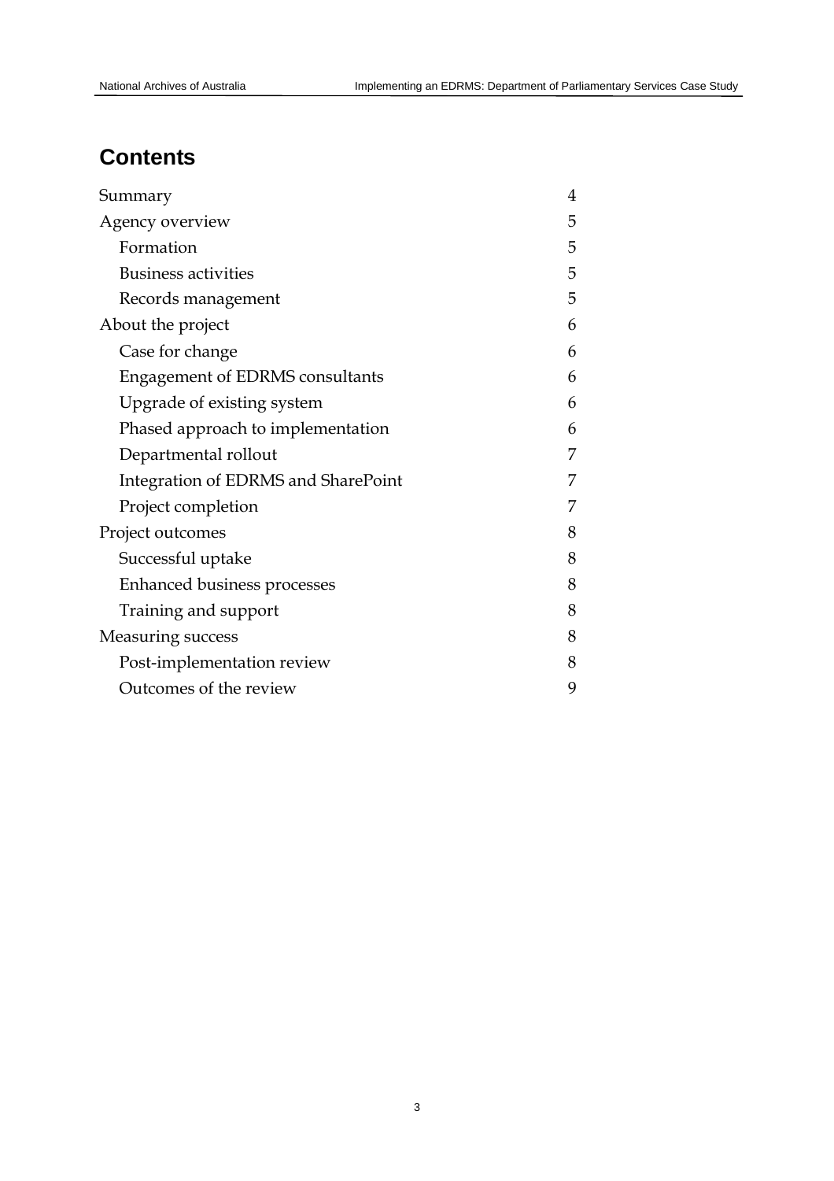## Contents

| | |
|---|---|
| Summary | 4 |
| Agency overview | 5 |
| Formation | 5 |
| Business activities | 5 |
| Records management | 5 |
| About the project | 6 |
| Case for change | 6 |
| Engagement of EDRMS consultants | 6 |
| Upgrade of existing system | 6 |
| Phased approach to implementation | 6 |
| Departmental rollout | 7 |
| Integration of EDRMS and SharePoint | 7 |
| Project completion | 7 |
| Project outcomes | 8 |
| Successful uptake | 8 |
| Enhanced business processes | 8 |
| Training and support | 8 |
| Measuring success | 8 |
| Post-implementation review | 8 |
| Outcomes of the review | 9 |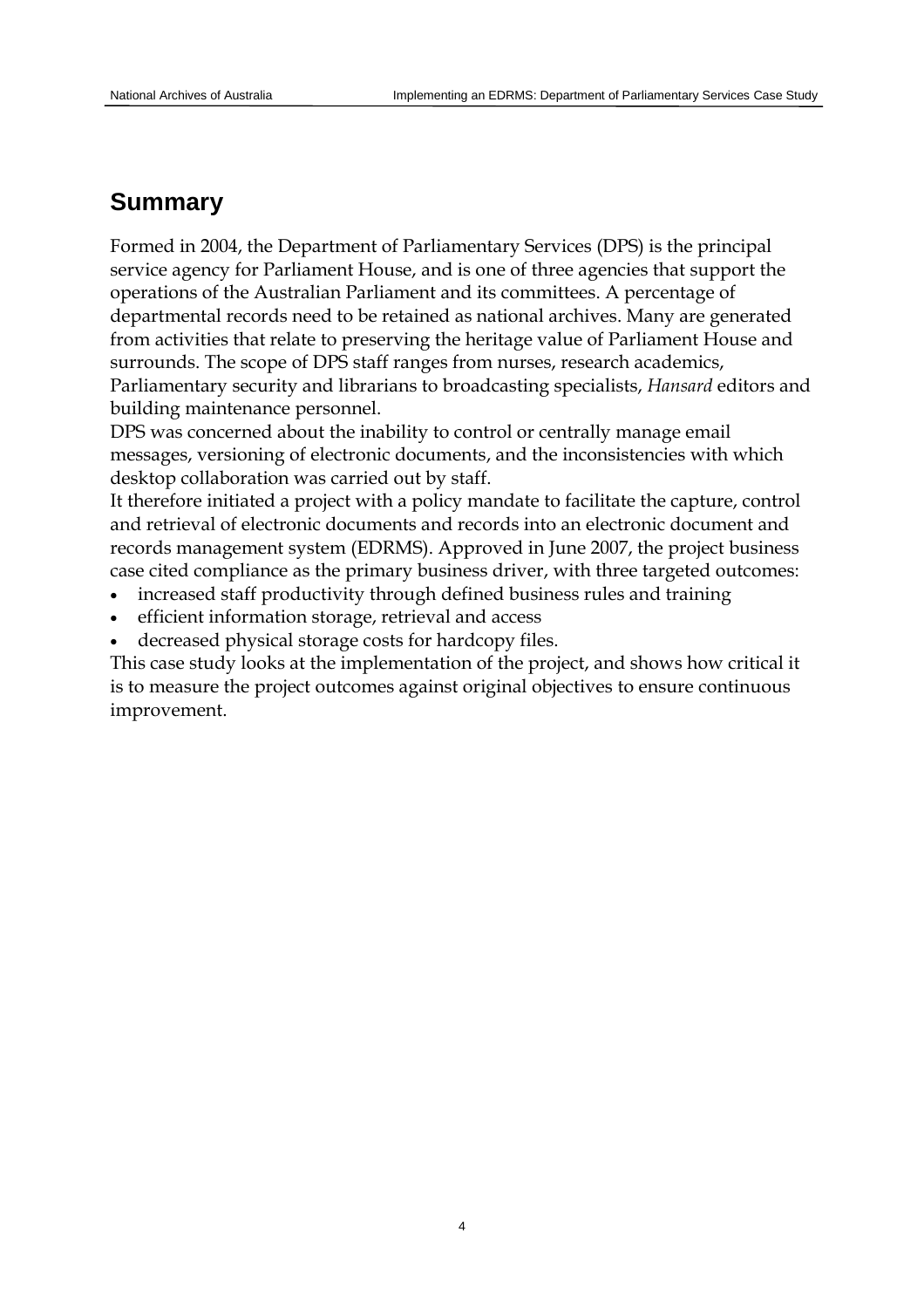## Summary

Formed in 2004, the Department of Parliamentary Services (DPS) is the principal service agency for Parliament House, and is one of three agencies that support the operations of the Australian Parliament and its committees. A percentage of departmental records need to be retained as national archives. Many are generated from activities that relate to preserving the heritage value of Parliament House and surrounds. The scope of DPS staff ranges from nurses, research academics, Parliamentary security and librarians to broadcasting specialists, *Hansard* editors and building maintenance personnel.

DPS was concerned about the inability to control or centrally manage email messages, versioning of electronic documents, and the inconsistencies with which desktop collaboration was carried out by staff.

It therefore initiated a project with a policy mandate to facilitate the capture, control and retrieval of electronic documents and records into an electronic document and records management system (EDRMS). Approved in June 2007, the project business case cited compliance as the primary business driver, with three targeted outcomes:

- increased staff productivity through defined business rules and training
- efficient information storage, retrieval and access
- decreased physical storage costs for hardcopy files.

This case study looks at the implementation of the project, and shows how critical it is to measure the project outcomes against original objectives to ensure continuous improvement.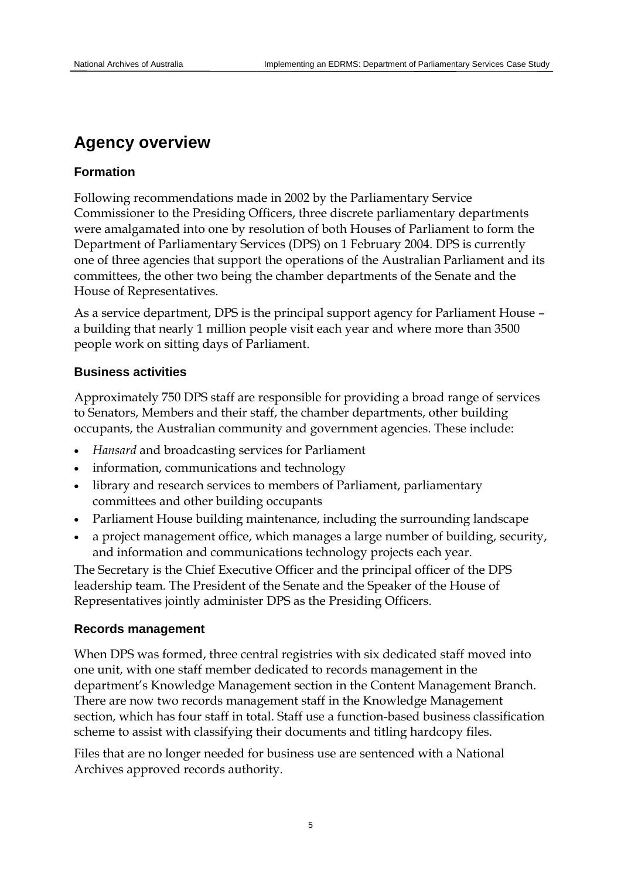## Agency overview

### Formation

Following recommendations made in 2002 by the Parliamentary Service Commissioner to the Presiding Officers, three discrete parliamentary departments were amalgamated into one by resolution of both Houses of Parliament to form the Department of Parliamentary Services (DPS) on 1 February 2004. DPS is currently one of three agencies that support the operations of the Australian Parliament and its committees, the other two being the chamber departments of the Senate and the House of Representatives.

As a service department, DPS is the principal support agency for Parliament House – a building that nearly 1 million people visit each year and where more than 3500 people work on sitting days of Parliament.

### Business activities

Approximately 750 DPS staff are responsible for providing a broad range of services to Senators, Members and their staff, the chamber departments, other building occupants, the Australian community and government agencies. These include:

- *Hansard* and broadcasting services for Parliament
- information, communications and technology
- library and research services to members of Parliament, parliamentary committees and other building occupants
- Parliament House building maintenance, including the surrounding landscape
- a project management office, which manages a large number of building, security, and information and communications technology projects each year.

The Secretary is the Chief Executive Officer and the principal officer of the DPS leadership team. The President of the Senate and the Speaker of the House of Representatives jointly administer DPS as the Presiding Officers.

### Records management

When DPS was formed, three central registries with six dedicated staff moved into one unit, with one staff member dedicated to records management in the department's Knowledge Management section in the Content Management Branch. There are now two records management staff in the Knowledge Management section, which has four staff in total. Staff use a function-based business classification scheme to assist with classifying their documents and titling hardcopy files.

Files that are no longer needed for business use are sentenced with a National Archives approved records authority.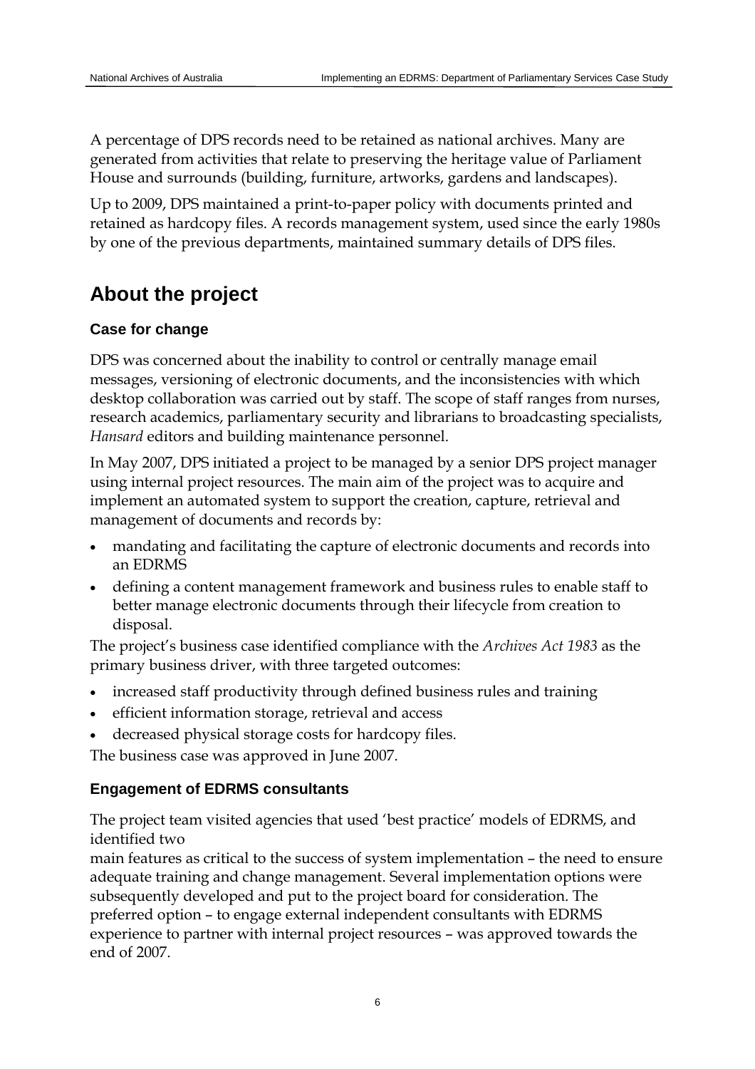A percentage of DPS records need to be retained as national archives. Many are generated from activities that relate to preserving the heritage value of Parliament House and surrounds (building, furniture, artworks, gardens and landscapes).

Up to 2009, DPS maintained a print-to-paper policy with documents printed and retained as hardcopy files. A records management system, used since the early 1980s by one of the previous departments, maintained summary details of DPS files.

## About the project

### Case for change

DPS was concerned about the inability to control or centrally manage email messages, versioning of electronic documents, and the inconsistencies with which desktop collaboration was carried out by staff. The scope of staff ranges from nurses, research academics, parliamentary security and librarians to broadcasting specialists, *Hansard* editors and building maintenance personnel.

In May 2007, DPS initiated a project to be managed by a senior DPS project manager using internal project resources. The main aim of the project was to acquire and implement an automated system to support the creation, capture, retrieval and management of documents and records by:

- mandating and facilitating the capture of electronic documents and records into an EDRMS
- defining a content management framework and business rules to enable staff to better manage electronic documents through their lifecycle from creation to disposal.

The project's business case identified compliance with the *Archives Act 1983* as the primary business driver, with three targeted outcomes:

- increased staff productivity through defined business rules and training
- efficient information storage, retrieval and access
- decreased physical storage costs for hardcopy files.

The business case was approved in June 2007.

### Engagement of EDRMS consultants

The project team visited agencies that used 'best practice' models of EDRMS, and identified two main features as critical to the success of system implementation – the need to ensure adequate training and change management. Several implementation options were subsequently developed and put to the project board for consideration. The preferred option – to engage external independent consultants with EDRMS experience to partner with internal project resources – was approved towards the end of 2007.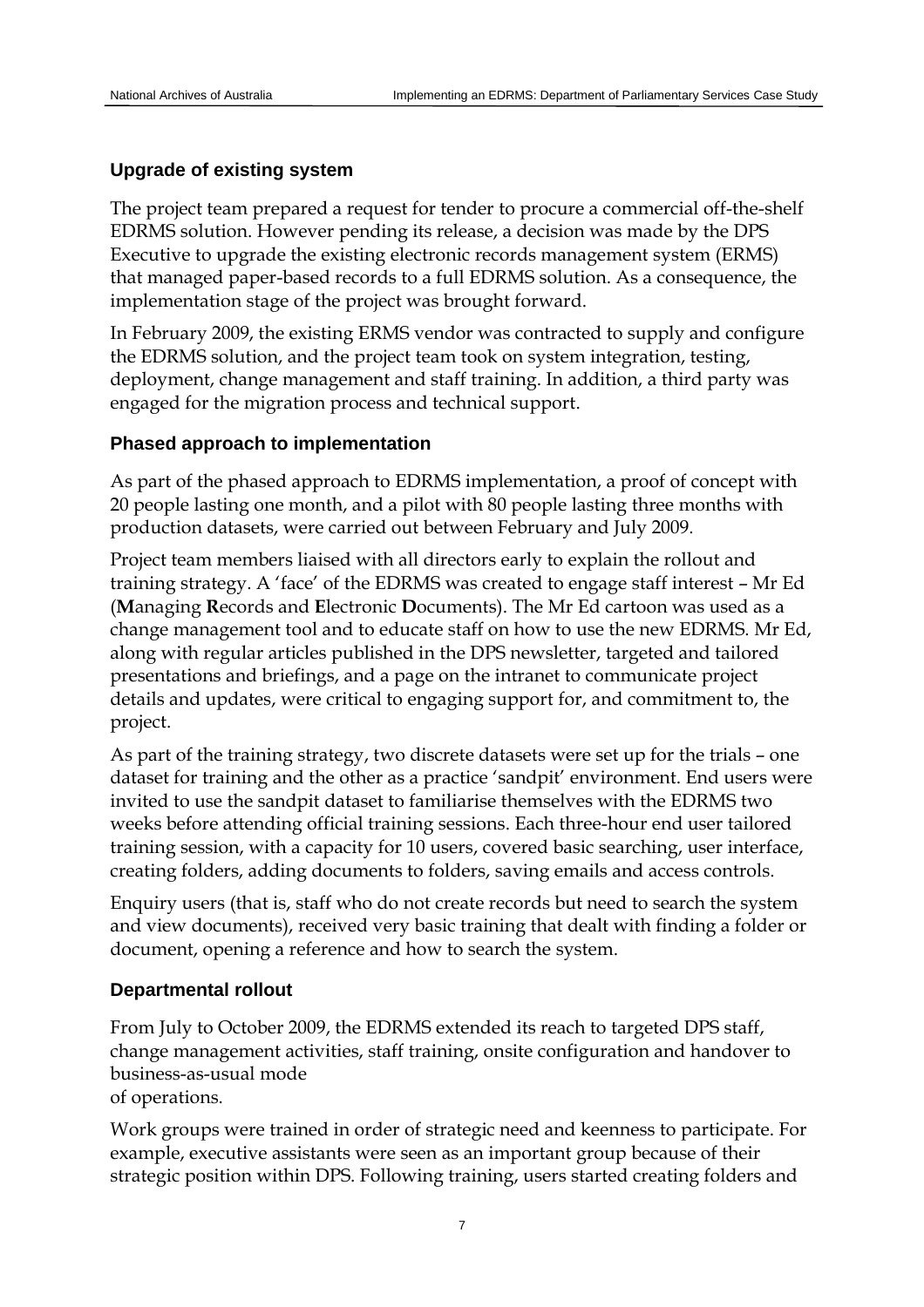### Upgrade of existing system

The project team prepared a request for tender to procure a commercial off-the-shelf EDRMS solution. However pending its release, a decision was made by the DPS Executive to upgrade the existing electronic records management system (ERMS) that managed paper-based records to a full EDRMS solution. As a consequence, the implementation stage of the project was brought forward.

In February 2009, the existing ERMS vendor was contracted to supply and configure the EDRMS solution, and the project team took on system integration, testing, deployment, change management and staff training. In addition, a third party was engaged for the migration process and technical support.

### Phased approach to implementation

As part of the phased approach to EDRMS implementation, a proof of concept with 20 people lasting one month, and a pilot with 80 people lasting three months with production datasets, were carried out between February and July 2009.

Project team members liaised with all directors early to explain the rollout and training strategy. A 'face' of the EDRMS was created to engage staff interest – Mr Ed (**M**anaging **R**ecords and **E**lectronic **D**ocuments). The Mr Ed cartoon was used as a change management tool and to educate staff on how to use the new EDRMS. Mr Ed, along with regular articles published in the DPS newsletter, targeted and tailored presentations and briefings, and a page on the intranet to communicate project details and updates, were critical to engaging support for, and commitment to, the project.

As part of the training strategy, two discrete datasets were set up for the trials – one dataset for training and the other as a practice 'sandpit' environment. End users were invited to use the sandpit dataset to familiarise themselves with the EDRMS two weeks before attending official training sessions. Each three-hour end user tailored training session, with a capacity for 10 users, covered basic searching, user interface, creating folders, adding documents to folders, saving emails and access controls.

Enquiry users (that is, staff who do not create records but need to search the system and view documents), received very basic training that dealt with finding a folder or document, opening a reference and how to search the system.

### Departmental rollout

From July to October 2009, the EDRMS extended its reach to targeted DPS staff, change management activities, staff training, onsite configuration and handover to business-as-usual mode of operations.

Work groups were trained in order of strategic need and keenness to participate. For example, executive assistants were seen as an important group because of their strategic position within DPS. Following training, users started creating folders and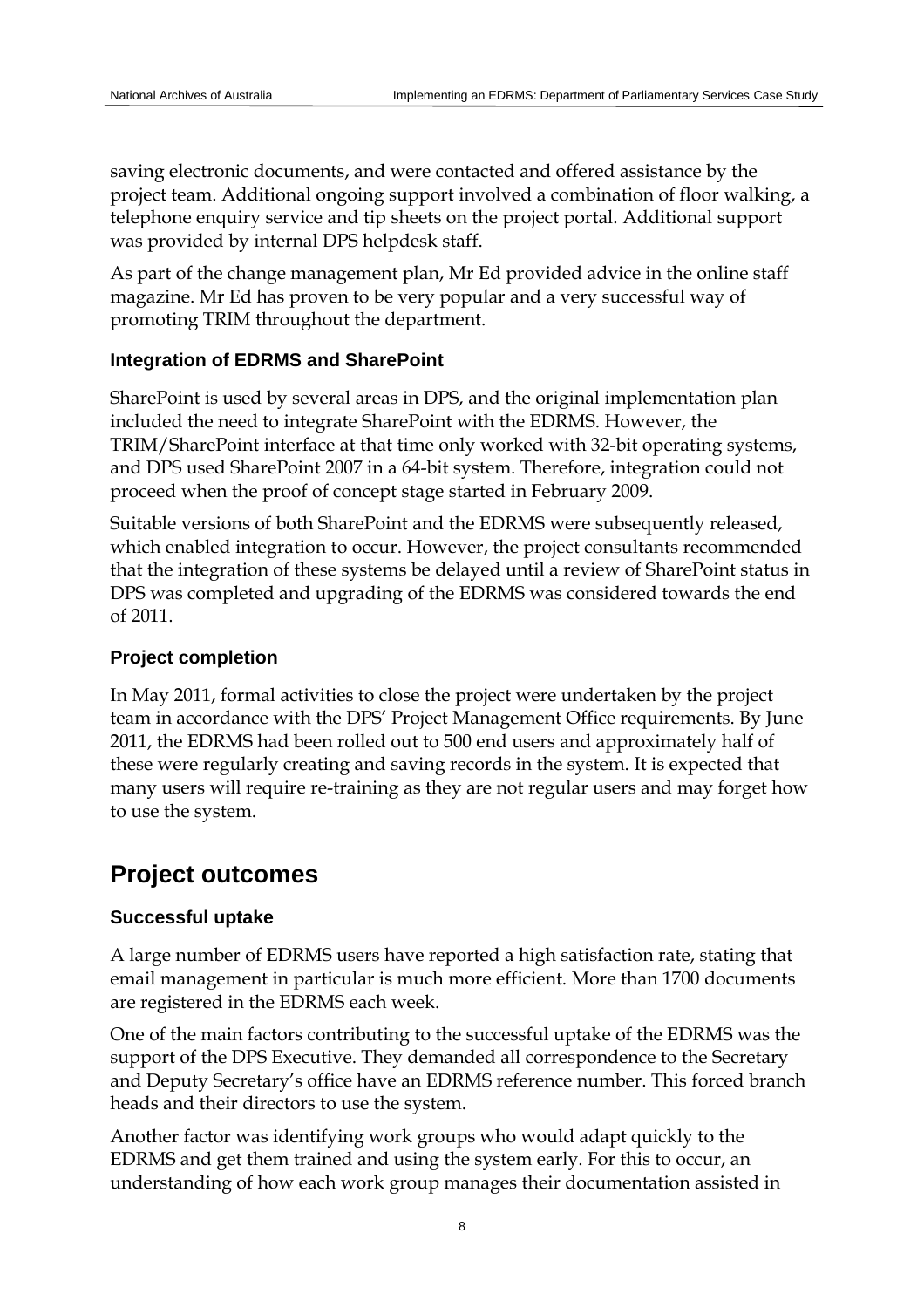saving electronic documents, and were contacted and offered assistance by the project team. Additional ongoing support involved a combination of floor walking, a telephone enquiry service and tip sheets on the project portal. Additional support was provided by internal DPS helpdesk staff.

As part of the change management plan, Mr Ed provided advice in the online staff magazine. Mr Ed has proven to be very popular and a very successful way of promoting TRIM throughout the department.

### Integration of EDRMS and SharePoint

SharePoint is used by several areas in DPS, and the original implementation plan included the need to integrate SharePoint with the EDRMS. However, the TRIM/SharePoint interface at that time only worked with 32-bit operating systems, and DPS used SharePoint 2007 in a 64-bit system. Therefore, integration could not proceed when the proof of concept stage started in February 2009.

Suitable versions of both SharePoint and the EDRMS were subsequently released, which enabled integration to occur. However, the project consultants recommended that the integration of these systems be delayed until a review of SharePoint status in DPS was completed and upgrading of the EDRMS was considered towards the end of 2011.

### Project completion

In May 2011, formal activities to close the project were undertaken by the project team in accordance with the DPS' Project Management Office requirements. By June 2011, the EDRMS had been rolled out to 500 end users and approximately half of these were regularly creating and saving records in the system. It is expected that many users will require re-training as they are not regular users and may forget how to use the system.

## Project outcomes

### Successful uptake

A large number of EDRMS users have reported a high satisfaction rate, stating that email management in particular is much more efficient. More than 1700 documents are registered in the EDRMS each week.

One of the main factors contributing to the successful uptake of the EDRMS was the support of the DPS Executive. They demanded all correspondence to the Secretary and Deputy Secretary's office have an EDRMS reference number. This forced branch heads and their directors to use the system.

Another factor was identifying work groups who would adapt quickly to the EDRMS and get them trained and using the system early. For this to occur, an understanding of how each work group manages their documentation assisted in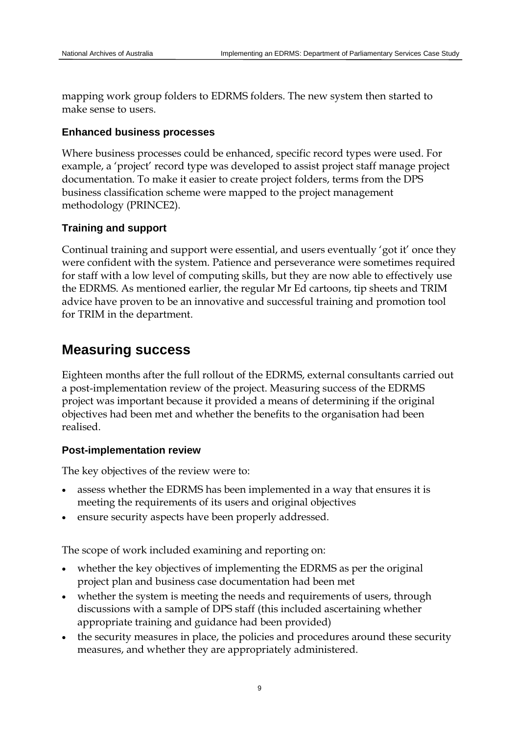mapping work group folders to EDRMS folders. The new system then started to make sense to users.

### Enhanced business processes

Where business processes could be enhanced, specific record types were used. For example, a 'project' record type was developed to assist project staff manage project documentation. To make it easier to create project folders, terms from the DPS business classification scheme were mapped to the project management methodology (PRINCE2).

### Training and support

Continual training and support were essential, and users eventually 'got it' once they were confident with the system. Patience and perseverance were sometimes required for staff with a low level of computing skills, but they are now able to effectively use the EDRMS. As mentioned earlier, the regular Mr Ed cartoons, tip sheets and TRIM advice have proven to be an innovative and successful training and promotion tool for TRIM in the department.

## Measuring success

Eighteen months after the full rollout of the EDRMS, external consultants carried out a post-implementation review of the project. Measuring success of the EDRMS project was important because it provided a means of determining if the original objectives had been met and whether the benefits to the organisation had been realised.

### Post-implementation review

The key objectives of the review were to:

- assess whether the EDRMS has been implemented in a way that ensures it is meeting the requirements of its users and original objectives
- ensure security aspects have been properly addressed.

The scope of work included examining and reporting on:

- whether the key objectives of implementing the EDRMS as per the original project plan and business case documentation had been met
- whether the system is meeting the needs and requirements of users, through discussions with a sample of DPS staff (this included ascertaining whether appropriate training and guidance had been provided)
- the security measures in place, the policies and procedures around these security measures, and whether they are appropriately administered.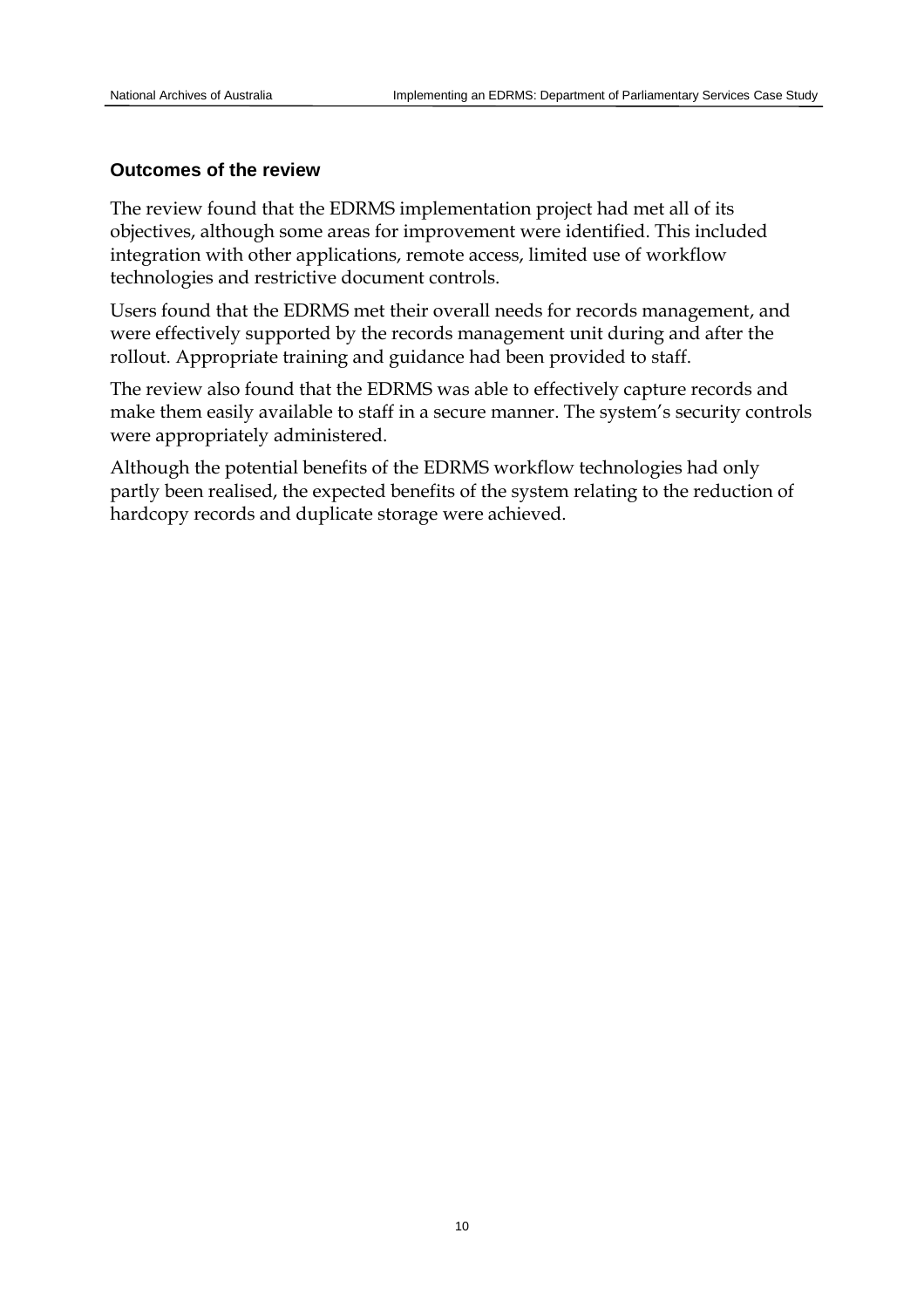### Outcomes of the review

The review found that the EDRMS implementation project had met all of its objectives, although some areas for improvement were identified. This included integration with other applications, remote access, limited use of workflow technologies and restrictive document controls.

Users found that the EDRMS met their overall needs for records management, and were effectively supported by the records management unit during and after the rollout. Appropriate training and guidance had been provided to staff.

The review also found that the EDRMS was able to effectively capture records and make them easily available to staff in a secure manner. The system's security controls were appropriately administered.

Although the potential benefits of the EDRMS workflow technologies had only partly been realised, the expected benefits of the system relating to the reduction of hardcopy records and duplicate storage were achieved.